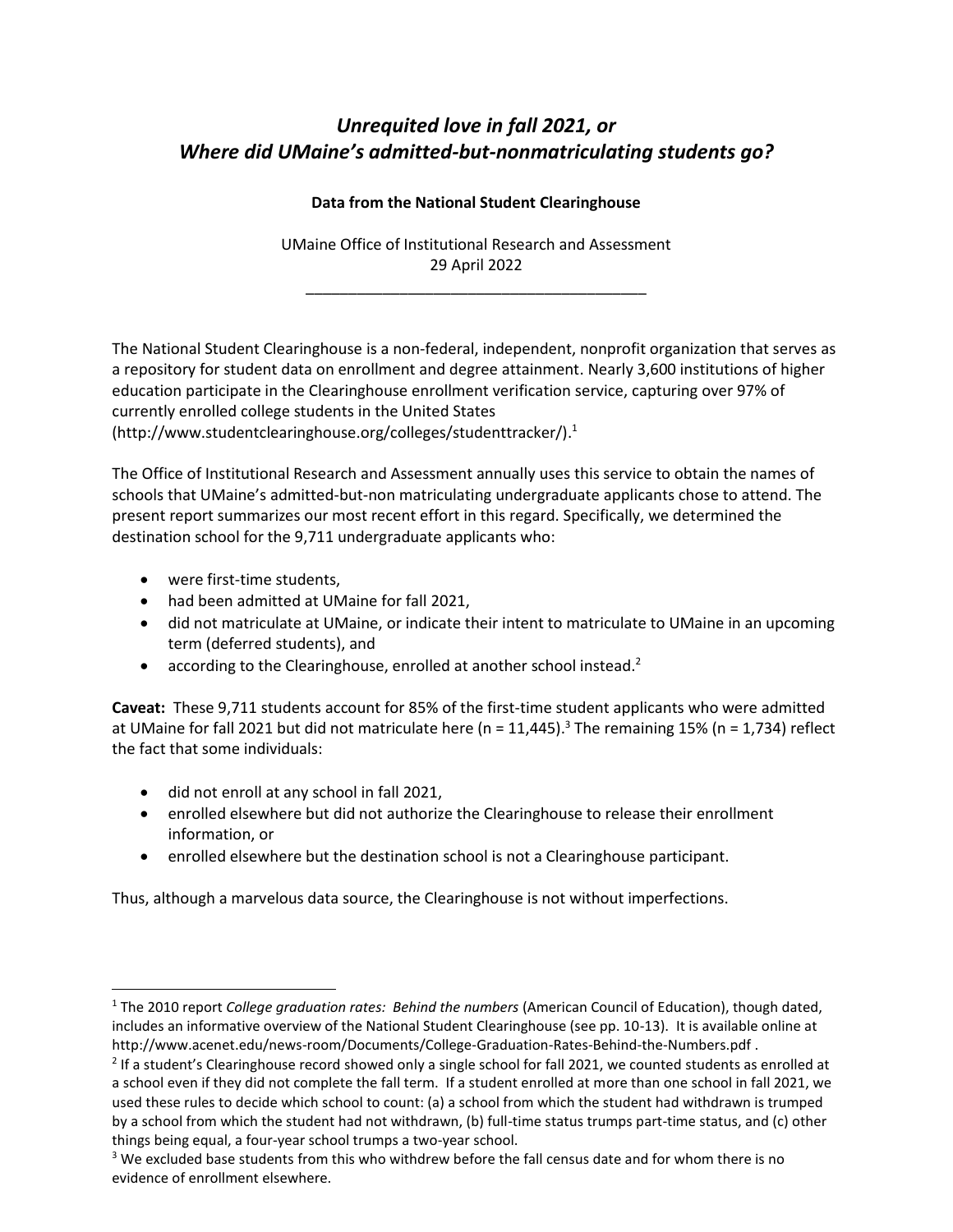# *Unrequited love in fall 2021, or*
# *Where did UMaine's admitted-but-nonmatriculating students go?*

**Data from the National Student Clearinghouse**

UMaine Office of Institutional Research and Assessment
29 April 2022

---

The National Student Clearinghouse is a non-federal, independent, nonprofit organization that serves as a repository for student data on enrollment and degree attainment. Nearly 3,600 institutions of higher education participate in the Clearinghouse enrollment verification service, capturing over 97% of currently enrolled college students in the United States (http://www.studentclearinghouse.org/colleges/studenttracker/).[1]

The Office of Institutional Research and Assessment annually uses this service to obtain the names of schools that UMaine's admitted-but-non matriculating undergraduate applicants chose to attend. The present report summarizes our most recent effort in this regard. Specifically, we determined the destination school for the 9,711 undergraduate applicants who:

- were first-time students,
- had been admitted at UMaine for fall 2021,
- did not matriculate at UMaine, or indicate their intent to matriculate to UMaine in an upcoming term (deferred students), and
- according to the Clearinghouse, enrolled at another school instead.[2]

**Caveat:** These 9,711 students account for 85% of the first-time student applicants who were admitted at UMaine for fall 2021 but did not matriculate here (n = 11,445).[3] The remaining 15% (n = 1,734) reflect the fact that some individuals:

- did not enroll at any school in fall 2021,
- enrolled elsewhere but did not authorize the Clearinghouse to release their enrollment information, or
- enrolled elsewhere but the destination school is not a Clearinghouse participant.

Thus, although a marvelous data source, the Clearinghouse is not without imperfections.

---

[1] The 2010 report *College graduation rates: Behind the numbers* (American Council of Education), though dated, includes an informative overview of the National Student Clearinghouse (see pp. 10-13). It is available online at http://www.acenet.edu/news-room/Documents/College-Graduation-Rates-Behind-the-Numbers.pdf .

[2] If a student's Clearinghouse record showed only a single school for fall 2021, we counted students as enrolled at a school even if they did not complete the fall term. If a student enrolled at more than one school in fall 2021, we used these rules to decide which school to count: (a) a school from which the student had withdrawn is trumped by a school from which the student had not withdrawn, (b) full-time status trumps part-time status, and (c) other things being equal, a four-year school trumps a two-year school.

[3] We excluded base students from this who withdrew before the fall census date and for whom there is no evidence of enrollment elsewhere.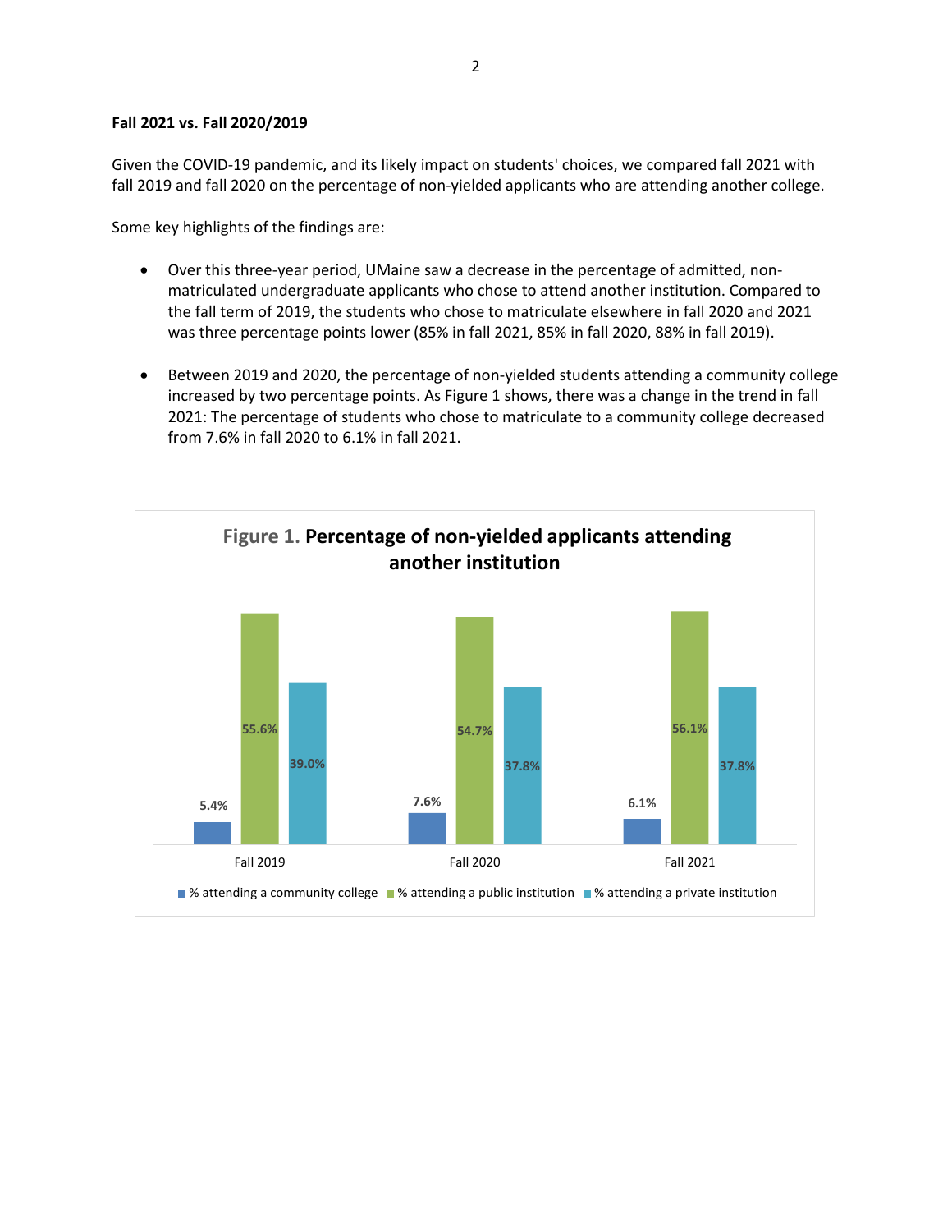**Fall 2021 vs. Fall 2020/2019**

Given the COVID-19 pandemic, and its likely impact on students' choices, we compared fall 2021 with fall 2019 and fall 2020 on the percentage of non-yielded applicants who are attending another college.

Some key highlights of the findings are:

- Over this three-year period, UMaine saw a decrease in the percentage of admitted, non-matriculated undergraduate applicants who chose to attend another institution. Compared to the fall term of 2019, the students who chose to matriculate elsewhere in fall 2020 and 2021 was three percentage points lower (85% in fall 2021, 85% in fall 2020, 88% in fall 2019).

- Between 2019 and 2020, the percentage of non-yielded students attending a community college increased by two percentage points. As Figure 1 shows, there was a change in the trend in fall 2021: The percentage of students who chose to matriculate to a community college decreased from 7.6% in fall 2020 to 6.1% in fall 2021.

**Figure 1. Percentage of non-yielded applicants attending another institution**

| | % attending a community college | % attending a public institution | % attending a private institution |
|---|---|---|---|
| Fall 2019 | 5.4% | 55.6% | 39.0% |
| Fall 2020 | 7.6% | 54.7% | 37.8% |
| Fall 2021 | 6.1% | 56.1% | 37.8% |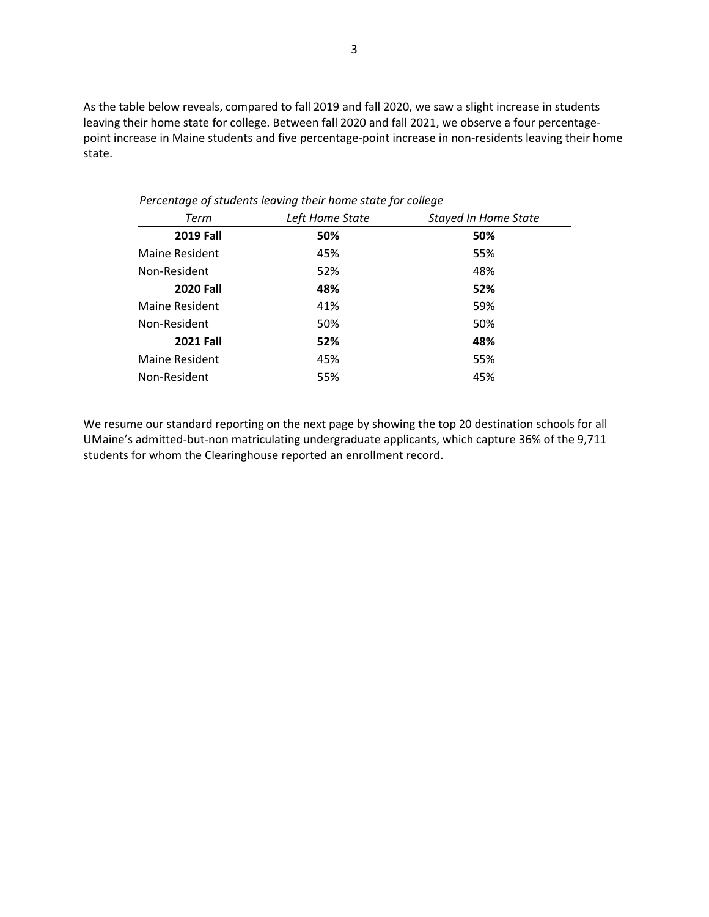As the table below reveals, compared to fall 2019 and fall 2020, we saw a slight increase in students leaving their home state for college. Between fall 2020 and fall 2021, we observe a four percentage-point increase in Maine students and five percentage-point increase in non-residents leaving their home state.

*Percentage of students leaving their home state for college*

| *Term* | *Left Home State* | *Stayed In Home State* |
|---|---|---|
| **2019 Fall** | **50%** | **50%** |
| Maine Resident | 45% | 55% |
| Non-Resident | 52% | 48% |
| **2020 Fall** | **48%** | **52%** |
| Maine Resident | 41% | 59% |
| Non-Resident | 50% | 50% |
| **2021 Fall** | **52%** | **48%** |
| Maine Resident | 45% | 55% |
| Non-Resident | 55% | 45% |

We resume our standard reporting on the next page by showing the top 20 destination schools for all UMaine's admitted-but-non matriculating undergraduate applicants, which capture 36% of the 9,711 students for whom the Clearinghouse reported an enrollment record.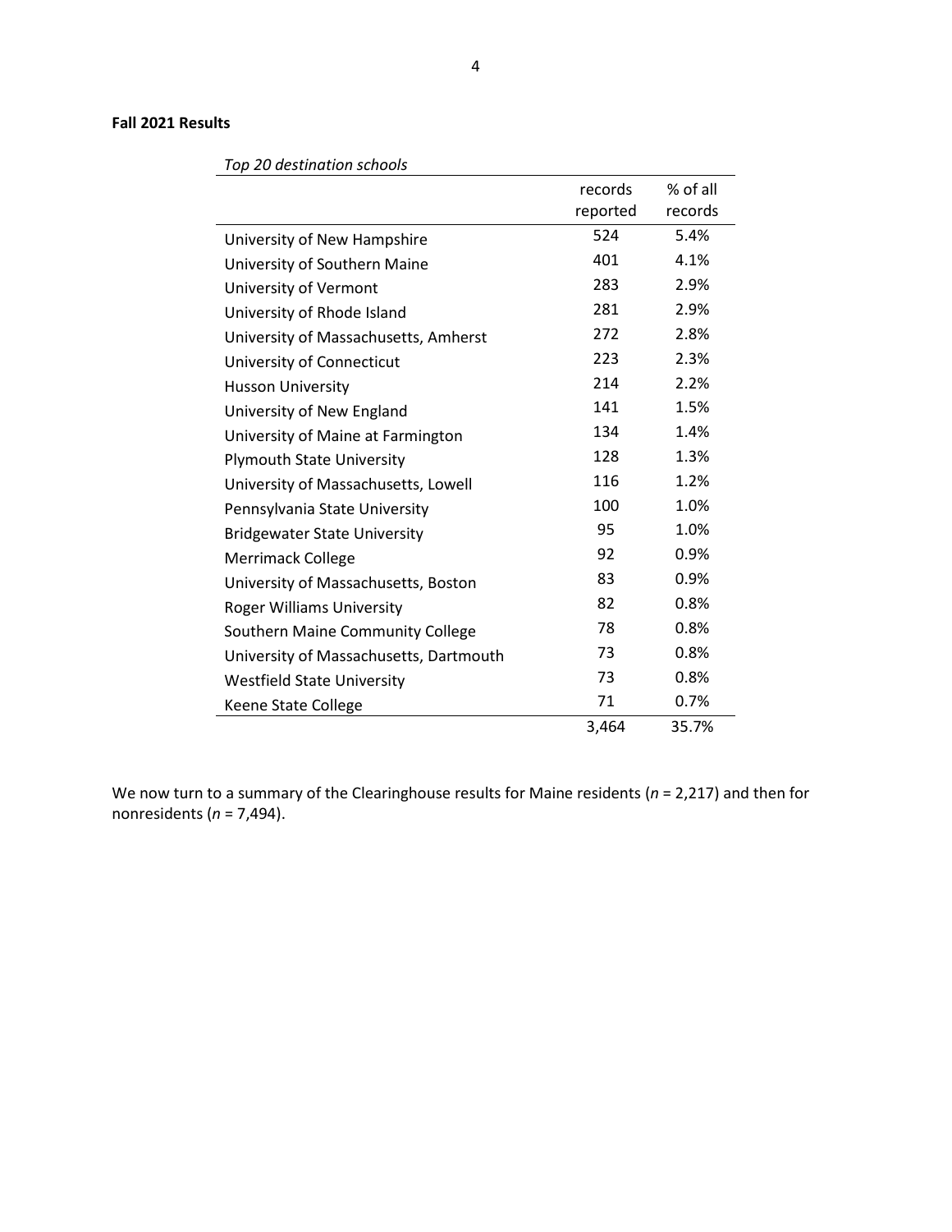**Fall 2021 Results**

*Top 20 destination schools*

| | records reported | % of all records |
|---|---|---|
| University of New Hampshire | 524 | 5.4% |
| University of Southern Maine | 401 | 4.1% |
| University of Vermont | 283 | 2.9% |
| University of Rhode Island | 281 | 2.9% |
| University of Massachusetts, Amherst | 272 | 2.8% |
| University of Connecticut | 223 | 2.3% |
| Husson University | 214 | 2.2% |
| University of New England | 141 | 1.5% |
| University of Maine at Farmington | 134 | 1.4% |
| Plymouth State University | 128 | 1.3% |
| University of Massachusetts, Lowell | 116 | 1.2% |
| Pennsylvania State University | 100 | 1.0% |
| Bridgewater State University | 95 | 1.0% |
| Merrimack College | 92 | 0.9% |
| University of Massachusetts, Boston | 83 | 0.9% |
| Roger Williams University | 82 | 0.8% |
| Southern Maine Community College | 78 | 0.8% |
| University of Massachusetts, Dartmouth | 73 | 0.8% |
| Westfield State University | 73 | 0.8% |
| Keene State College | 71 | 0.7% |
| | 3,464 | 35.7% |

We now turn to a summary of the Clearinghouse results for Maine residents ($n$ = 2,217) and then for nonresidents ($n$ = 7,494).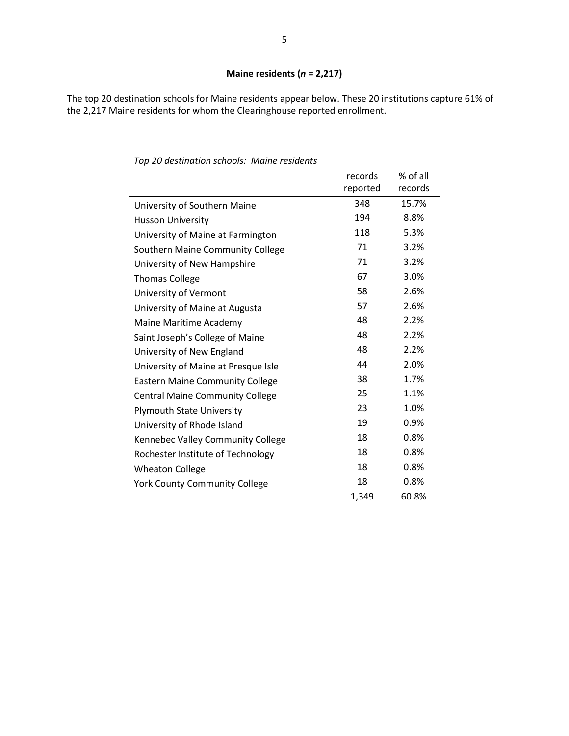**Maine residents ($n$ = 2,217)**

The top 20 destination schools for Maine residents appear below. These 20 institutions capture 61% of the 2,217 Maine residents for whom the Clearinghouse reported enrollment.

*Top 20 destination schools: Maine residents*

| | records reported | % of all records |
|---|---|---|
| University of Southern Maine | 348 | 15.7% |
| Husson University | 194 | 8.8% |
| University of Maine at Farmington | 118 | 5.3% |
| Southern Maine Community College | 71 | 3.2% |
| University of New Hampshire | 71 | 3.2% |
| Thomas College | 67 | 3.0% |
| University of Vermont | 58 | 2.6% |
| University of Maine at Augusta | 57 | 2.6% |
| Maine Maritime Academy | 48 | 2.2% |
| Saint Joseph's College of Maine | 48 | 2.2% |
| University of New England | 48 | 2.2% |
| University of Maine at Presque Isle | 44 | 2.0% |
| Eastern Maine Community College | 38 | 1.7% |
| Central Maine Community College | 25 | 1.1% |
| Plymouth State University | 23 | 1.0% |
| University of Rhode Island | 19 | 0.9% |
| Kennebec Valley Community College | 18 | 0.8% |
| Rochester Institute of Technology | 18 | 0.8% |
| Wheaton College | 18 | 0.8% |
| York County Community College | 18 | 0.8% |
| | 1,349 | 60.8% |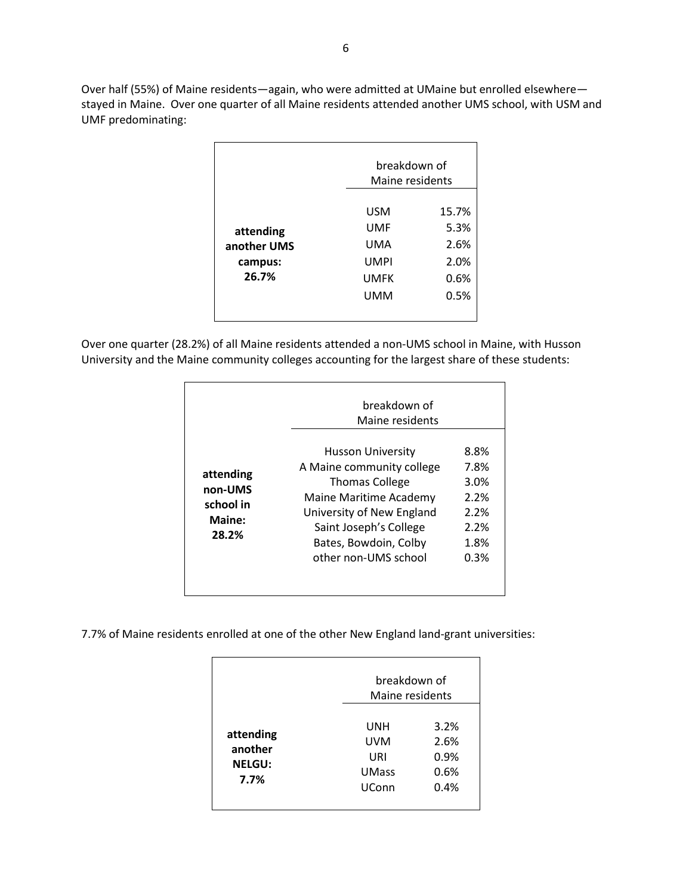Over half (55%) of Maine residents—again, who were admitted at UMaine but enrolled elsewhere—stayed in Maine. Over one quarter of all Maine residents attended another UMS school, with USM and UMF predominating:

| | breakdown of Maine residents | |
|---|---|---|
| **attending another UMS campus: 26.7%** | USM | 15.7% |
| | UMF | 5.3% |
| | UMA | 2.6% |
| | UMPI | 2.0% |
| | UMFK | 0.6% |
| | UMM | 0.5% |

Over one quarter (28.2%) of all Maine residents attended a non-UMS school in Maine, with Husson University and the Maine community colleges accounting for the largest share of these students:

| | breakdown of Maine residents | |
|---|---|---|
| **attending non-UMS school in Maine: 28.2%** | Husson University | 8.8% |
| | A Maine community college | 7.8% |
| | Thomas College | 3.0% |
| | Maine Maritime Academy | 2.2% |
| | University of New England | 2.2% |
| | Saint Joseph's College | 2.2% |
| | Bates, Bowdoin, Colby | 1.8% |
| | other non-UMS school | 0.3% |

7.7% of Maine residents enrolled at one of the other New England land-grant universities:

| | breakdown of Maine residents | |
|---|---|---|
| **attending another NELGU: 7.7%** | UNH | 3.2% |
| | UVM | 2.6% |
| | URI | 0.9% |
| | UMass | 0.6% |
| | UConn | 0.4% |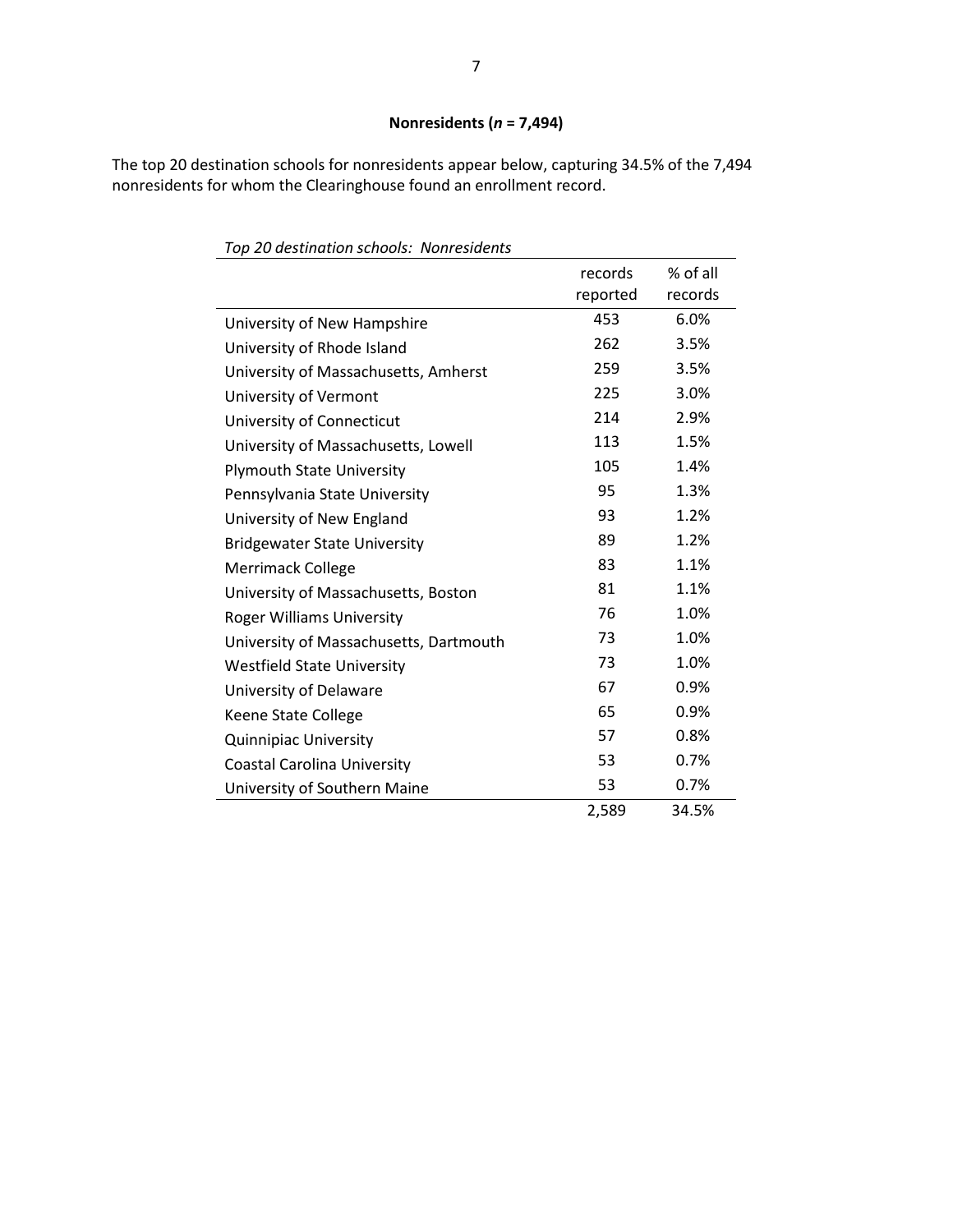### Nonresidents (*n* = 7,494)

The top 20 destination schools for nonresidents appear below, capturing 34.5% of the 7,494 nonresidents for whom the Clearinghouse found an enrollment record.

*Top 20 destination schools: Nonresidents*

| | records reported | % of all records |
|---|---|---|
| University of New Hampshire | 453 | 6.0% |
| University of Rhode Island | 262 | 3.5% |
| University of Massachusetts, Amherst | 259 | 3.5% |
| University of Vermont | 225 | 3.0% |
| University of Connecticut | 214 | 2.9% |
| University of Massachusetts, Lowell | 113 | 1.5% |
| Plymouth State University | 105 | 1.4% |
| Pennsylvania State University | 95 | 1.3% |
| University of New England | 93 | 1.2% |
| Bridgewater State University | 89 | 1.2% |
| Merrimack College | 83 | 1.1% |
| University of Massachusetts, Boston | 81 | 1.1% |
| Roger Williams University | 76 | 1.0% |
| University of Massachusetts, Dartmouth | 73 | 1.0% |
| Westfield State University | 73 | 1.0% |
| University of Delaware | 67 | 0.9% |
| Keene State College | 65 | 0.9% |
| Quinnipiac University | 57 | 0.8% |
| Coastal Carolina University | 53 | 0.7% |
| University of Southern Maine | 53 | 0.7% |
| | 2,589 | 34.5% |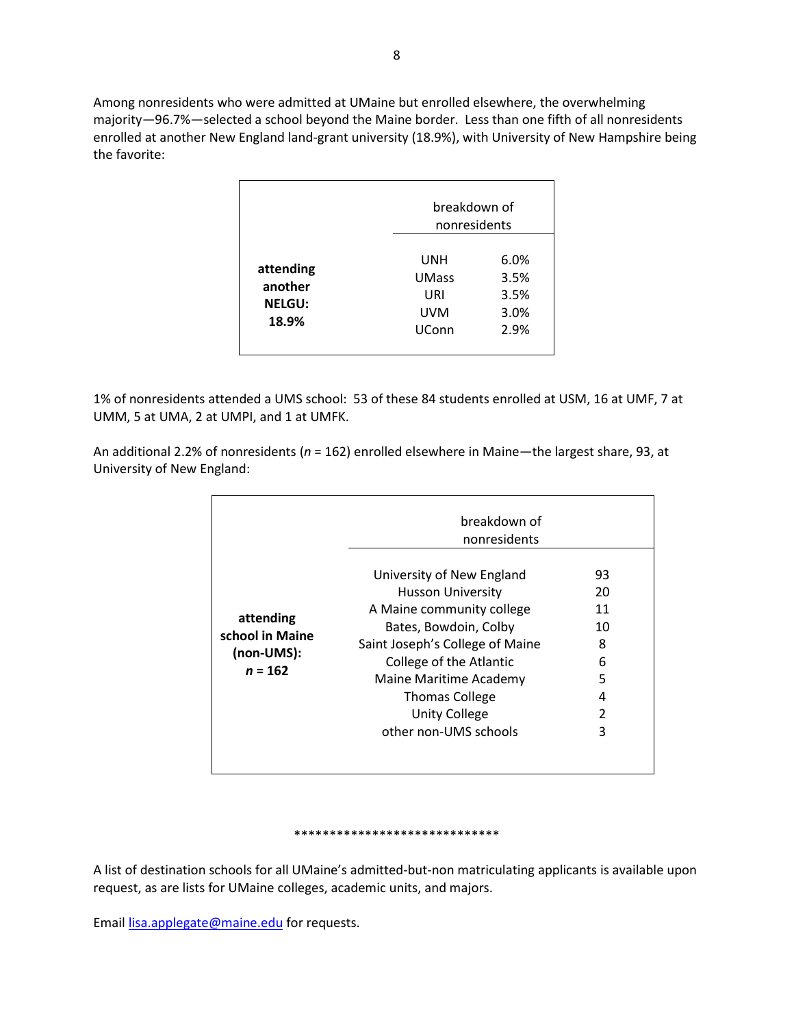Among nonresidents who were admitted at UMaine but enrolled elsewhere, the overwhelming majority—96.7%—selected a school beyond the Maine border. Less than one fifth of all nonresidents enrolled at another New England land-grant university (18.9%), with University of New Hampshire being the favorite:

| | breakdown of nonresidents | |
|---|---|---|
| **attending another NELGU: 18.9%** | UNH | 6.0% |
| | UMass | 3.5% |
| | URI | 3.5% |
| | UVM | 3.0% |
| | UConn | 2.9% |

1% of nonresidents attended a UMS school: 53 of these 84 students enrolled at USM, 16 at UMF, 7 at UMM, 5 at UMA, 2 at UMPI, and 1 at UMFK.

An additional 2.2% of nonresidents (*n* = 162) enrolled elsewhere in Maine—the largest share, 93, at University of New England:

| | breakdown of nonresidents | |
|---|---|---|
| **attending school in Maine (non-UMS): *n* = 162** | University of New England | 93 |
| | Husson University | 20 |
| | A Maine community college | 11 |
| | Bates, Bowdoin, Colby | 10 |
| | Saint Joseph's College of Maine | 8 |
| | College of the Atlantic | 6 |
| | Maine Maritime Academy | 5 |
| | Thomas College | 4 |
| | Unity College | 2 |
| | other non-UMS schools | 3 |

*****************************

A list of destination schools for all UMaine's admitted-but-non matriculating applicants is available upon request, as are lists for UMaine colleges, academic units, and majors.

Email lisa.applegate@maine.edu for requests.